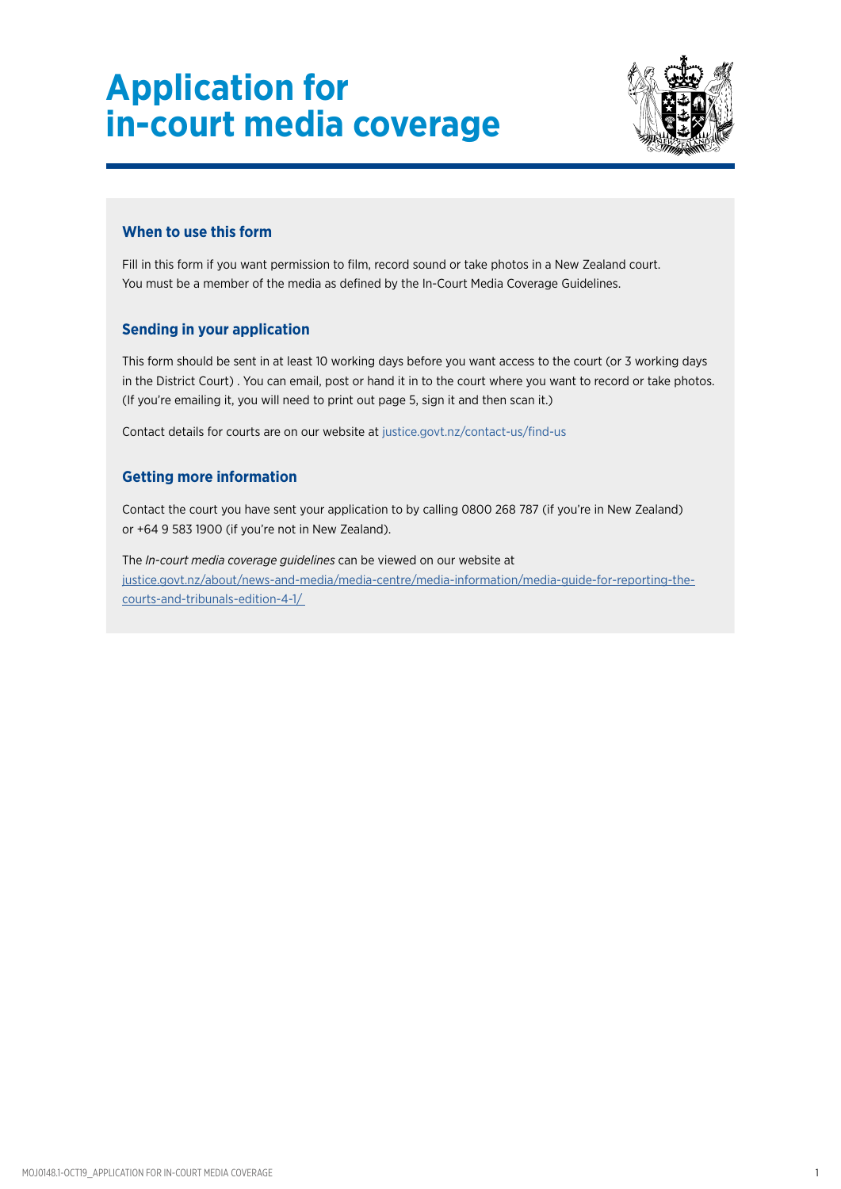# Application for in-court media coverage

## When to use this form

Fill in this form if you want permission to film, record sound or take photos in a New Zealand court. You must be a member of the media as defined by the In-Court Media Coverage Guidelines.

## Sending in your application

This form should be sent in at least 10 working days before you want access to the court (or 3 working days in the District Court) . You can email, post or hand it in to the court where you want to record or take photos. (If you're emailing it, you will need to print out page 5, sign it and then scan it.)

Contact details for courts are on our website at justice.govt.nz/contact-us/find-us

## Getting more information

Contact the court you have sent your application to by calling 0800 268 787 (if you're in New Zealand) or +64 9 583 1900 (if you're not in New Zealand).

The *In-court media coverage guidelines* can be viewed on our website at justice.govt.nz/about/news-and-media/media-centre/media-information/media-guide-for-reporting-the-courts-and-tribunals-edition-4-1/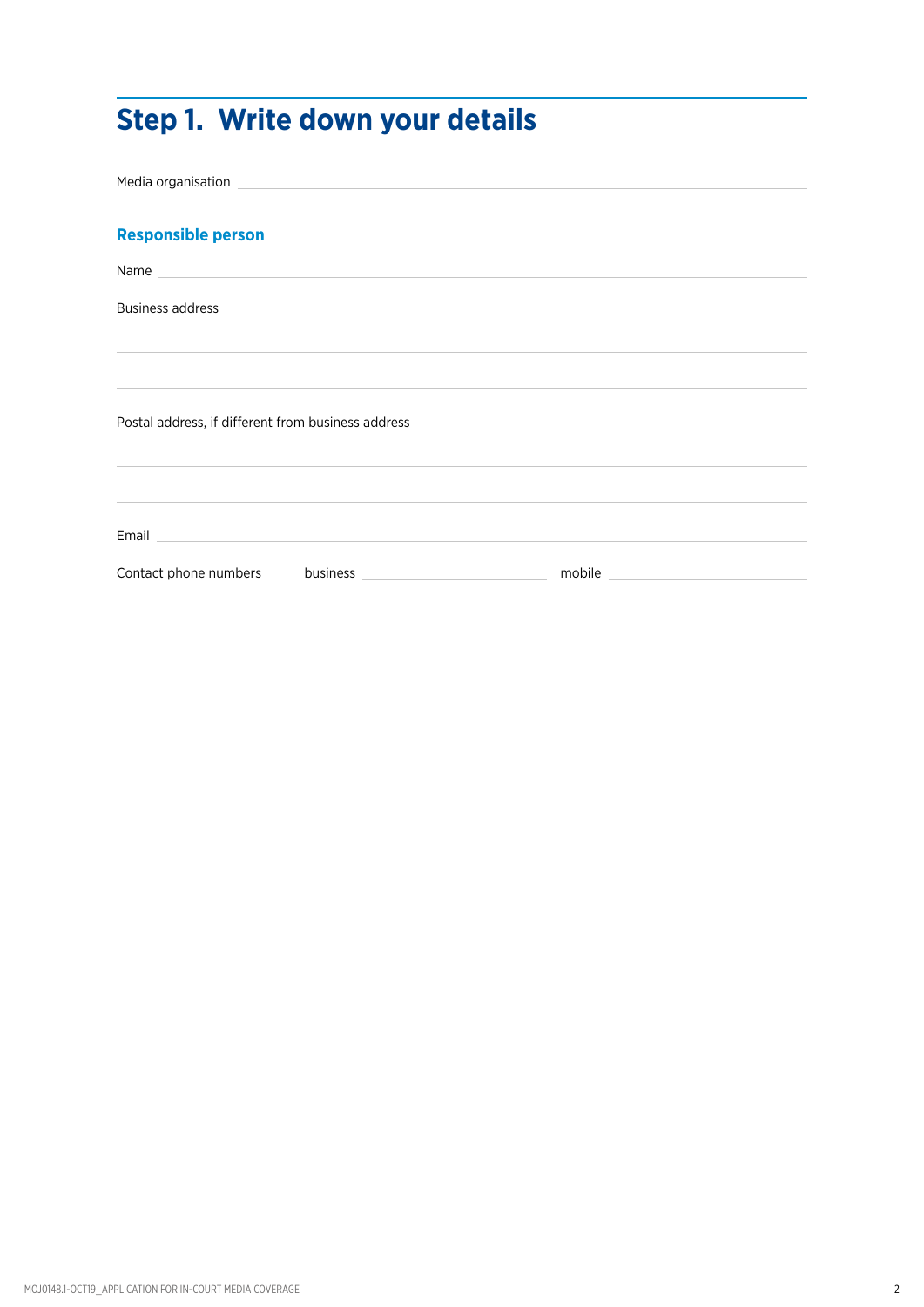# Step 1. Write down your details

Media organisation

## Responsible person

Name

Business address

Postal address, if different from business address

Email

Contact phone numbers business mobile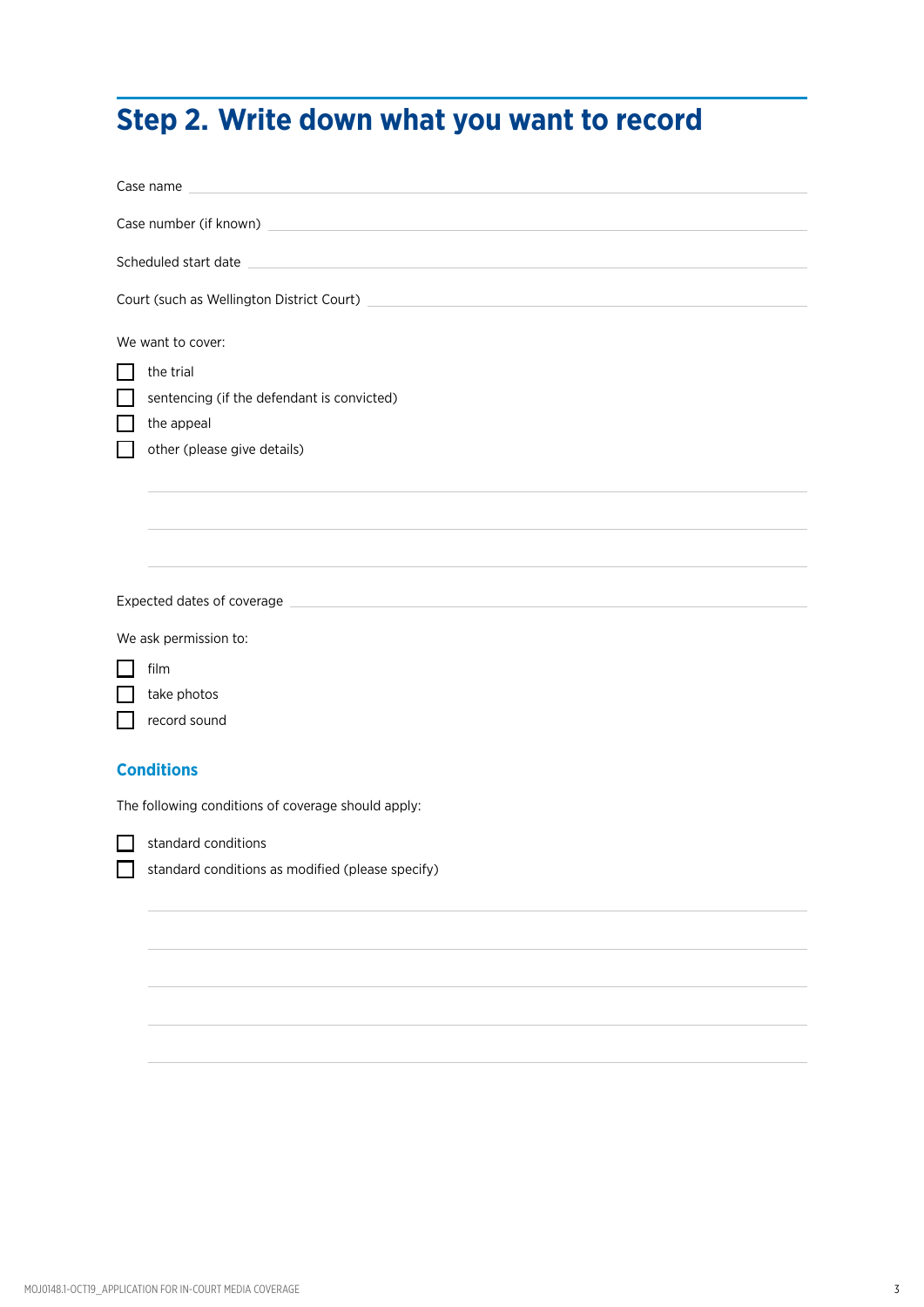# Step 2. Write down what you want to record

Case name \_\_\_\_\_\_\_\_\_\_\_\_\_\_\_\_\_\_\_\_\_\_\_\_\_\_\_\_\_\_\_\_\_\_\_\_\_\_\_\_

Case number (if known) \_\_\_\_\_\_\_\_\_\_\_\_\_\_\_\_\_\_\_\_\_\_\_\_\_\_\_\_\_\_\_\_\_\_\_\_\_\_\_\_

Scheduled start date \_\_\_\_\_\_\_\_\_\_\_\_\_\_\_\_\_\_\_\_\_\_\_\_\_\_\_\_\_\_\_\_\_\_\_\_\_\_\_\_

Court (such as Wellington District Court) \_\_\_\_\_\_\_\_\_\_\_\_\_\_\_\_\_\_\_\_\_\_\_\_\_\_\_\_\_\_\_\_\_\_\_\_\_\_\_\_

We want to cover:

- [ ] the trial
- [ ] sentencing (if the defendant is convicted)
- [ ] the appeal
- [ ] other (please give details)

\_\_\_\_\_\_\_\_\_\_\_\_\_\_\_\_\_\_\_\_\_\_\_\_\_\_\_\_\_\_\_\_\_\_\_\_\_\_\_\_

\_\_\_\_\_\_\_\_\_\_\_\_\_\_\_\_\_\_\_\_\_\_\_\_\_\_\_\_\_\_\_\_\_\_\_\_\_\_\_\_

\_\_\_\_\_\_\_\_\_\_\_\_\_\_\_\_\_\_\_\_\_\_\_\_\_\_\_\_\_\_\_\_\_\_\_\_\_\_\_\_

Expected dates of coverage \_\_\_\_\_\_\_\_\_\_\_\_\_\_\_\_\_\_\_\_\_\_\_\_\_\_\_\_\_\_\_\_\_\_\_\_\_\_\_\_

We ask permission to:

- [ ] film
- [ ] take photos
- [ ] record sound

### Conditions

The following conditions of coverage should apply:

- [ ] standard conditions
- [ ] standard conditions as modified (please specify)

\_\_\_\_\_\_\_\_\_\_\_\_\_\_\_\_\_\_\_\_\_\_\_\_\_\_\_\_\_\_\_\_\_\_\_\_\_\_\_\_

\_\_\_\_\_\_\_\_\_\_\_\_\_\_\_\_\_\_\_\_\_\_\_\_\_\_\_\_\_\_\_\_\_\_\_\_\_\_\_\_

\_\_\_\_\_\_\_\_\_\_\_\_\_\_\_\_\_\_\_\_\_\_\_\_\_\_\_\_\_\_\_\_\_\_\_\_\_\_\_\_

\_\_\_\_\_\_\_\_\_\_\_\_\_\_\_\_\_\_\_\_\_\_\_\_\_\_\_\_\_\_\_\_\_\_\_\_\_\_\_\_

\_\_\_\_\_\_\_\_\_\_\_\_\_\_\_\_\_\_\_\_\_\_\_\_\_\_\_\_\_\_\_\_\_\_\_\_\_\_\_\_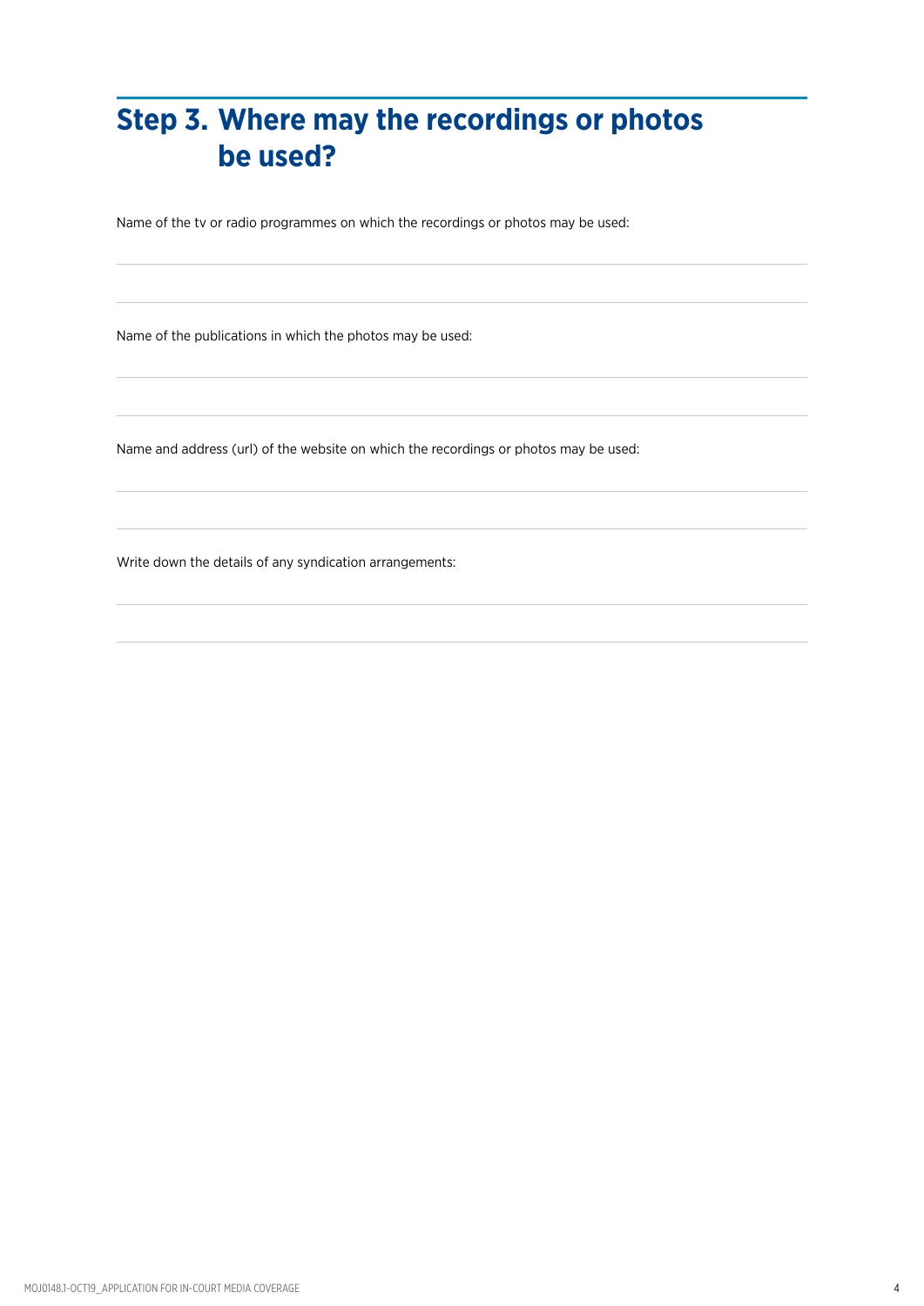## Step 3. Where may the recordings or photos be used?

Name of the tv or radio programmes on which the recordings or photos may be used:

Name of the publications in which the photos may be used:

Name and address (url) of the website on which the recordings or photos may be used:

Write down the details of any syndication arrangements: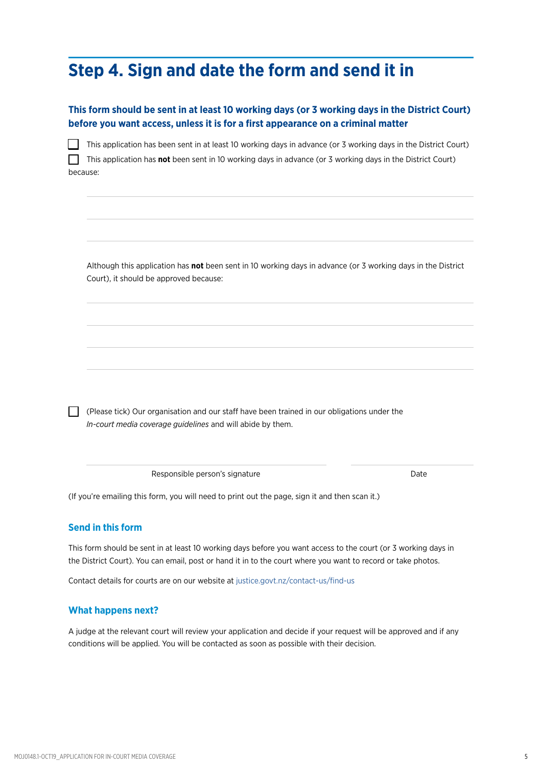## Step 4. Sign and date the form and send it in

**This form should be sent in at least 10 working days (or 3 working days in the District Court) before you want access, unless it is for a first appearance on a criminal matter**

- [ ] This application has been sent in at least 10 working days in advance (or 3 working days in the District Court)
- [ ] This application has **not** been sent in 10 working days in advance (or 3 working days in the District Court) because:

\_\_\_\_\_\_\_\_\_\_\_\_\_\_\_\_\_\_\_\_\_\_\_\_\_\_\_\_\_\_\_\_\_\_\_\_\_\_\_\_

\_\_\_\_\_\_\_\_\_\_\_\_\_\_\_\_\_\_\_\_\_\_\_\_\_\_\_\_\_\_\_\_\_\_\_\_\_\_\_\_

\_\_\_\_\_\_\_\_\_\_\_\_\_\_\_\_\_\_\_\_\_\_\_\_\_\_\_\_\_\_\_\_\_\_\_\_\_\_\_\_

Although this application has **not** been sent in 10 working days in advance (or 3 working days in the District Court), it should be approved because:

\_\_\_\_\_\_\_\_\_\_\_\_\_\_\_\_\_\_\_\_\_\_\_\_\_\_\_\_\_\_\_\_\_\_\_\_\_\_\_\_

\_\_\_\_\_\_\_\_\_\_\_\_\_\_\_\_\_\_\_\_\_\_\_\_\_\_\_\_\_\_\_\_\_\_\_\_\_\_\_\_

\_\_\_\_\_\_\_\_\_\_\_\_\_\_\_\_\_\_\_\_\_\_\_\_\_\_\_\_\_\_\_\_\_\_\_\_\_\_\_\_

\_\_\_\_\_\_\_\_\_\_\_\_\_\_\_\_\_\_\_\_\_\_\_\_\_\_\_\_\_\_\_\_\_\_\_\_\_\_\_\_

- [ ] (Please tick) Our organisation and our staff have been trained in our obligations under the *In-court media coverage guidelines* and will abide by them.

\_\_\_\_\_\_\_\_\_\_\_\_\_\_\_\_\_\_\_\_\_\_\_\_\_\_\_\_\_\_ \_\_\_\_\_\_\_\_\_\_\_\_\_\_\_\_

Responsible person's signature Date

(If you're emailing this form, you will need to print out the page, sign it and then scan it.)

### Send in this form

This form should be sent in at least 10 working days before you want access to the court (or 3 working days in the District Court). You can email, post or hand it in to the court where you want to record or take photos.

Contact details for courts are on our website at justice.govt.nz/contact-us/find-us

### What happens next?

A judge at the relevant court will review your application and decide if your request will be approved and if any conditions will be applied. You will be contacted as soon as possible with their decision.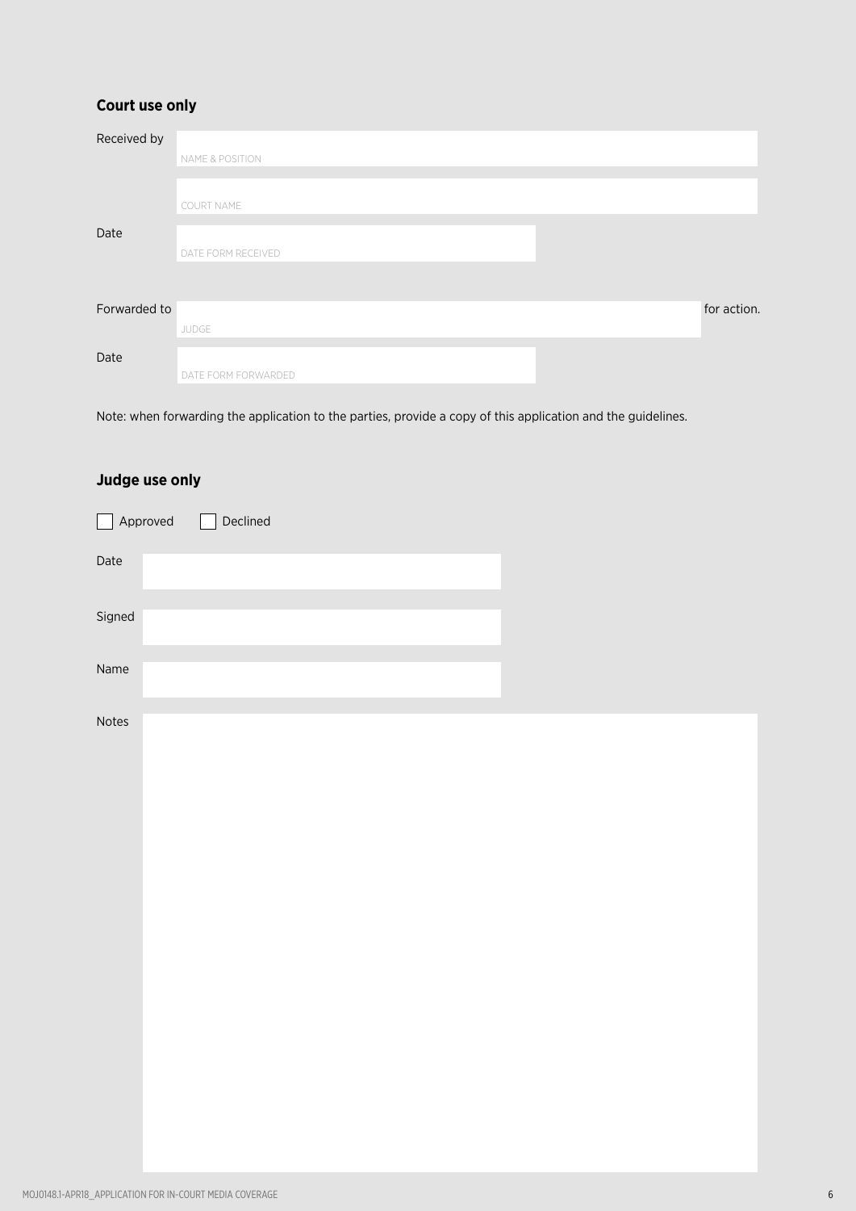## Court use only

Received by

NAME & POSITION

COURT NAME

Date

DATE FORM RECEIVED

Forwarded to

JUDGE

for action.

Date

DATE FORM FORWARDED

Note: when forwarding the application to the parties, provide a copy of this application and the guidelines.

## Judge use only

☐ Approved ☐ Declined

Date

Signed

Name

Notes